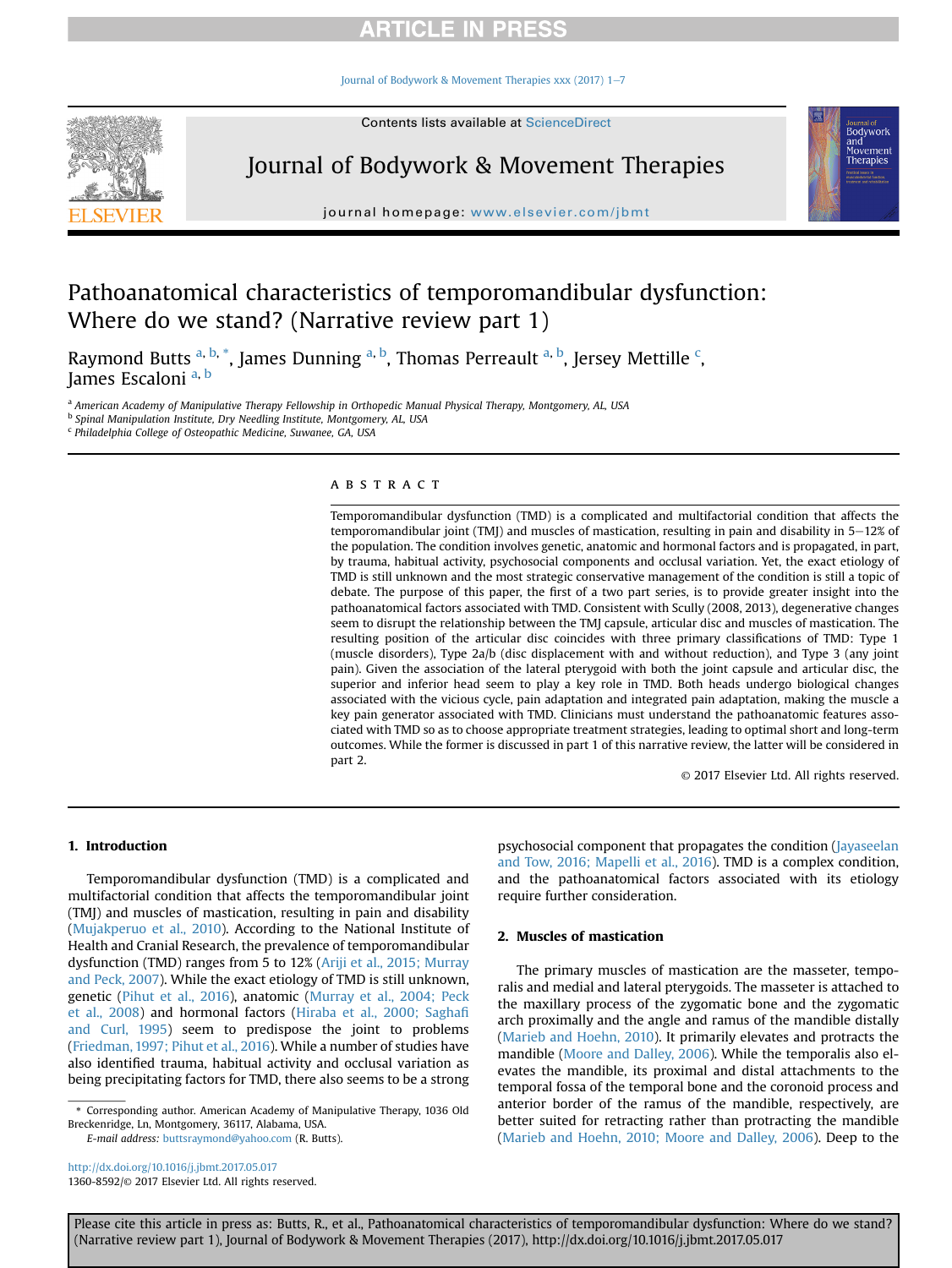# Pathoanatomical characteristics of temporomandibular dysfunction: Where do we stand? (Narrative review part 1)

Raymond Butts [a, b, *], James Dunning [a, b], Thomas Perreault [a, b], Jersey Mettille [c], James Escaloni [a, b]

[a] American Academy of Manipulative Therapy Fellowship in Orthopedic Manual Physical Therapy, Montgomery, AL, USA

[b] Spinal Manipulation Institute, Dry Needling Institute, Montgomery, AL, USA

[c] Philadelphia College of Osteopathic Medicine, Suwanee, GA, USA

## ABSTRACT

Temporomandibular dysfunction (TMD) is a complicated and multifactorial condition that affects the temporomandibular joint (TMJ) and muscles of mastication, resulting in pain and disability in 5–12% of the population. The condition involves genetic, anatomic and hormonal factors and is propagated, in part, by trauma, habitual activity, psychosocial components and occlusal variation. Yet, the exact etiology of TMD is still unknown and the most strategic conservative management of the condition is still a topic of debate. The purpose of this paper, the first of a two part series, is to provide greater insight into the pathoanatomical factors associated with TMD. Consistent with Scully (2008, 2013), degenerative changes seem to disrupt the relationship between the TMJ capsule, articular disc and muscles of mastication. The resulting position of the articular disc coincides with three primary classifications of TMD: Type 1 (muscle disorders), Type 2a/b (disc displacement with and without reduction), and Type 3 (any joint pain). Given the association of the lateral pterygoid with both the joint capsule and articular disc, the superior and inferior head seem to play a key role in TMD. Both heads undergo biological changes associated with the vicious cycle, pain adaptation and integrated pain adaptation, making the muscle a key pain generator associated with TMD. Clinicians must understand the pathoanatomic features associated with TMD so as to choose appropriate treatment strategies, leading to optimal short and long-term outcomes. While the former is discussed in part 1 of this narrative review, the latter will be considered in part 2.

© 2017 Elsevier Ltd. All rights reserved.

## 1. Introduction

Temporomandibular dysfunction (TMD) is a complicated and multifactorial condition that affects the temporomandibular joint (TMJ) and muscles of mastication, resulting in pain and disability (Mujakperuo et al., 2010). According to the National Institute of Health and Cranial Research, the prevalence of temporomandibular dysfunction (TMD) ranges from 5 to 12% (Ariji et al., 2015; Murray and Peck, 2007). While the exact etiology of TMD is still unknown, genetic (Pihut et al., 2016), anatomic (Murray et al., 2004; Peck et al., 2008) and hormonal factors (Hiraba et al., 2000; Saghafi and Curl, 1995) seem to predispose the joint to problems (Friedman, 1997; Pihut et al., 2016). While a number of studies have also identified trauma, habitual activity and occlusal variation as being precipitating factors for TMD, there also seems to be a strong psychosocial component that propagates the condition (Jayaseelan and Tow, 2016; Mapelli et al., 2016). TMD is a complex condition, and the pathoanatomical factors associated with its etiology require further consideration.

## 2. Muscles of mastication

The primary muscles of mastication are the masseter, temporalis and medial and lateral pterygoids. The masseter is attached to the maxillary process of the zygomatic bone and the zygomatic arch proximally and the angle and ramus of the mandible distally (Marieb and Hoehn, 2010). It primarily elevates and protracts the mandible (Moore and Dalley, 2006). While the temporalis also elevates the mandible, its proximal and distal attachments to the temporal fossa of the temporal bone and the coronoid process and anterior border of the ramus of the mandible, respectively, are better suited for retracting rather than protracting the mandible (Marieb and Hoehn, 2010; Moore and Dalley, 2006). Deep to the

* Corresponding author. American Academy of Manipulative Therapy, 1036 Old Breckenridge, Ln, Montgomery, 36117, Alabama, USA.

E-mail address: buttsraymond@yahoo.com (R. Butts).

http://dx.doi.org/10.1016/j.jbmt.2017.05.017

1360-8592/© 2017 Elsevier Ltd. All rights reserved.

Please cite this article in press as: Butts, R., et al., Pathoanatomical characteristics of temporomandibular dysfunction: Where do we stand? (Narrative review part 1), Journal of Bodywork & Movement Therapies (2017), http://dx.doi.org/10.1016/j.jbmt.2017.05.017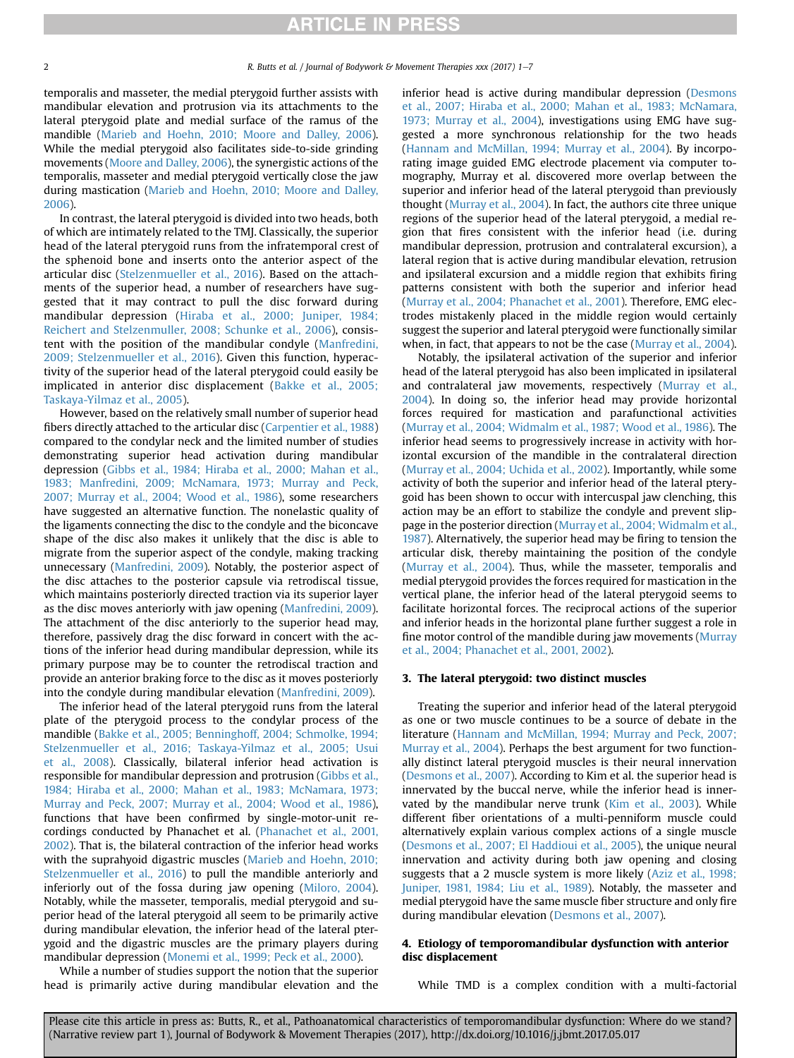temporalis and masseter, the medial pterygoid further assists with mandibular elevation and protrusion via its attachments to the lateral pterygoid plate and medial surface of the ramus of the mandible (Marieb and Hoehn, 2010; Moore and Dalley, 2006). While the medial pterygoid also facilitates side-to-side grinding movements (Moore and Dalley, 2006), the synergistic actions of the temporalis, masseter and medial pterygoid vertically close the jaw during mastication (Marieb and Hoehn, 2010; Moore and Dalley, 2006).

In contrast, the lateral pterygoid is divided into two heads, both of which are intimately related to the TMJ. Classically, the superior head of the lateral pterygoid runs from the infratemporal crest of the sphenoid bone and inserts onto the anterior aspect of the articular disc (Stelzenmueller et al., 2016). Based on the attachments of the superior head, a number of researchers have suggested that it may contract to pull the disc forward during mandibular depression (Hiraba et al., 2000; Juniper, 1984; Reichert and Stelzenmuller, 2008; Schunke et al., 2006), consistent with the position of the mandibular condyle (Manfredini, 2009; Stelzenmueller et al., 2016). Given this function, hyperactivity of the superior head of the lateral pterygoid could easily be implicated in anterior disc displacement (Bakke et al., 2005; Taskaya-Yilmaz et al., 2005).

However, based on the relatively small number of superior head fibers directly attached to the articular disc (Carpentier et al., 1988) compared to the condylar neck and the limited number of studies demonstrating superior head activation during mandibular depression (Gibbs et al., 1984; Hiraba et al., 2000; Mahan et al., 1983; Manfredini, 2009; McNamara, 1973; Murray and Peck, 2007; Murray et al., 2004; Wood et al., 1986), some researchers have suggested an alternative function. The nonelastic quality of the ligaments connecting the disc to the condyle and the biconcave shape of the disc also makes it unlikely that the disc is able to migrate from the superior aspect of the condyle, making tracking unnecessary (Manfredini, 2009). Notably, the posterior aspect of the disc attaches to the posterior capsule via retrodiscal tissue, which maintains posteriorly directed traction via its superior layer as the disc moves anteriorly with jaw opening (Manfredini, 2009). The attachment of the disc anteriorly to the superior head may, therefore, passively drag the disc forward in concert with the actions of the inferior head during mandibular depression, while its primary purpose may be to counter the retrodiscal traction and provide an anterior braking force to the disc as it moves posteriorly into the condyle during mandibular elevation (Manfredini, 2009).

The inferior head of the lateral pterygoid runs from the lateral plate of the pterygoid process to the condylar process of the mandible (Bakke et al., 2005; Benninghoff, 2004; Schmolke, 1994; Stelzenmueller et al., 2016; Taskaya-Yilmaz et al., 2005; Usui et al., 2008). Classically, bilateral inferior head activation is responsible for mandibular depression and protrusion (Gibbs et al., 1984; Hiraba et al., 2000; Mahan et al., 1983; McNamara, 1973; Murray and Peck, 2007; Murray et al., 2004; Wood et al., 1986), functions that have been confirmed by single-motor-unit recordings conducted by Phanachet et al. (Phanachet et al., 2001, 2002). That is, the bilateral contraction of the inferior head works with the suprahyoid digastric muscles (Marieb and Hoehn, 2010; Stelzenmueller et al., 2016) to pull the mandible anteriorly and inferiorly out of the fossa during jaw opening (Miloro, 2004). Notably, while the masseter, temporalis, medial pterygoid and superior head of the lateral pterygoid all seem to be primarily active during mandibular elevation, the inferior head of the lateral pterygoid and the digastric muscles are the primary players during mandibular depression (Monemi et al., 1999; Peck et al., 2000).

While a number of studies support the notion that the superior head is primarily active during mandibular elevation and the inferior head is active during mandibular depression (Desmons et al., 2007; Hiraba et al., 2000; Mahan et al., 1983; McNamara, 1973; Murray et al., 2004), investigations using EMG have suggested a more synchronous relationship for the two heads (Hannam and McMillan, 1994; Murray et al., 2004). By incorporating image guided EMG electrode placement via computer tomography, Murray et al. discovered more overlap between the superior and inferior head of the lateral pterygoid than previously thought (Murray et al., 2004). In fact, the authors cite three unique regions of the superior head of the lateral pterygoid, a medial region that fires consistent with the inferior head (i.e. during mandibular depression, protrusion and contralateral excursion), a lateral region that is active during mandibular elevation, retrusion and ipsilateral excursion and a middle region that exhibits firing patterns consistent with both the superior and inferior head (Murray et al., 2004; Phanachet et al., 2001). Therefore, EMG electrodes mistakenly placed in the middle region would certainly suggest the superior and lateral pterygoid were functionally similar when, in fact, that appears to not be the case (Murray et al., 2004).

Notably, the ipsilateral activation of the superior and inferior head of the lateral pterygoid has also been implicated in ipsilateral and contralateral jaw movements, respectively (Murray et al., 2004). In doing so, the inferior head may provide horizontal forces required for mastication and parafunctional activities (Murray et al., 2004; Widmalm et al., 1987; Wood et al., 1986). The inferior head seems to progressively increase in activity with horizontal excursion of the mandible in the contralateral direction (Murray et al., 2004; Uchida et al., 2002). Importantly, while some activity of both the superior and inferior head of the lateral pterygoid has been shown to occur with intercuspal jaw clenching, this action may be an effort to stabilize the condyle and prevent slippage in the posterior direction (Murray et al., 2004; Widmalm et al., 1987). Alternatively, the superior head may be firing to tension the articular disk, thereby maintaining the position of the condyle (Murray et al., 2004). Thus, while the masseter, temporalis and medial pterygoid provides the forces required for mastication in the vertical plane, the inferior head of the lateral pterygoid seems to facilitate horizontal forces. The reciprocal actions of the superior and inferior heads in the horizontal plane further suggest a role in fine motor control of the mandible during jaw movements (Murray et al., 2004; Phanachet et al., 2001, 2002).

## 3. The lateral pterygoid: two distinct muscles

Treating the superior and inferior head of the lateral pterygoid as one or two muscle continues to be a source of debate in the literature (Hannam and McMillan, 1994; Murray and Peck, 2007; Murray et al., 2004). Perhaps the best argument for two functionally distinct lateral pterygoid muscles is their neural innervation (Desmons et al., 2007). According to Kim et al. the superior head is innervated by the buccal nerve, while the inferior head is innervated by the mandibular nerve trunk (Kim et al., 2003). While different fiber orientations of a multi-penniform muscle could alternatively explain various complex actions of a single muscle (Desmons et al., 2007; El Haddioui et al., 2005), the unique neural innervation and activity during both jaw opening and closing suggests that a 2 muscle system is more likely (Aziz et al., 1998; Juniper, 1981, 1984; Liu et al., 1989). Notably, the masseter and medial pterygoid have the same muscle fiber structure and only fire during mandibular elevation (Desmons et al., 2007).

## 4. Etiology of temporomandibular dysfunction with anterior disc displacement

While TMD is a complex condition with a multi-factorial

Please cite this article in press as: Butts, R., et al., Pathoanatomical characteristics of temporomandibular dysfunction: Where do we stand? (Narrative review part 1), Journal of Bodywork & Movement Therapies (2017), http://dx.doi.org/10.1016/j.jbmt.2017.05.017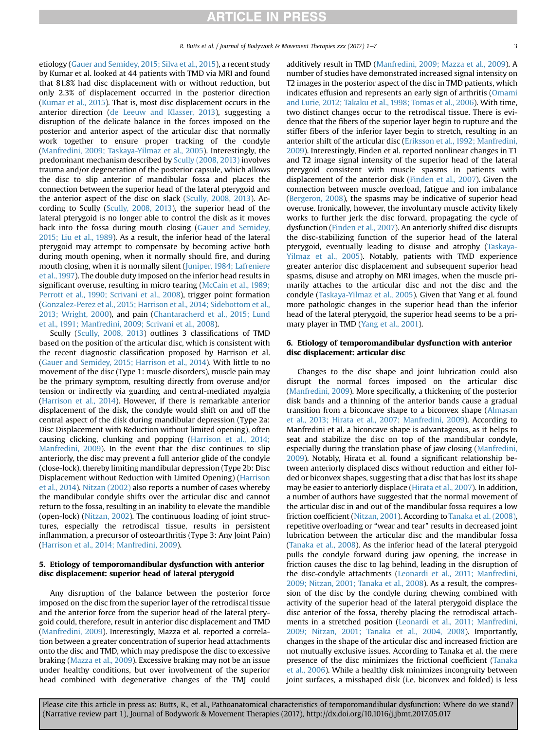etiology (Gauer and Semidey, 2015; Silva et al., 2015), a recent study by Kumar et al. looked at 44 patients with TMD via MRI and found that 81.8% had disc displacement with or without reduction, but only 2.3% of displacement occurred in the posterior direction (Kumar et al., 2015). That is, most disc displacement occurs in the anterior direction (de Leeuw and Klasser, 2013), suggesting a disruption of the delicate balance in the forces imposed on the posterior and anterior aspect of the articular disc that normally work together to ensure proper tracking of the condyle (Manfredini, 2009; Taskaya-Yilmaz et al., 2005). Interestingly, the predominant mechanism described by Scully (2008, 2013) involves trauma and/or degeneration of the posterior capsule, which allows the disc to slip anterior of mandibular fossa and places the connection between the superior head of the lateral pterygoid and the anterior aspect of the disc on slack (Scully, 2008, 2013). According to Scully (Scully, 2008, 2013), the superior head of the lateral pterygoid is no longer able to control the disk as it moves back into the fossa during mouth closing (Gauer and Semidey, 2015; Liu et al., 1989). As a result, the inferior head of the lateral pterygoid may attempt to compensate by becoming active both during mouth opening, when it normally should fire, and during mouth closing, when it is normally silent (Juniper, 1984; Lafreniere et al., 1997). The double duty imposed on the inferior head results in significant overuse, resulting in micro tearing (McCain et al., 1989; Perrott et al., 1990; Scrivani et al., 2008), trigger point formation (Gonzalez-Perez et al., 2015; Harrison et al., 2014; Sidebottom et al., 2013; Wright, 2000), and pain (Chantaracherd et al., 2015; Lund et al., 1991; Manfredini, 2009; Scrivani et al., 2008).

Scully (Scully, 2008, 2013) outlines 3 classifications of TMD based on the position of the articular disc, which is consistent with the recent diagnostic classification proposed by Harrison et al. (Gauer and Semidey, 2015; Harrison et al., 2014). With little to no movement of the disc (Type 1: muscle disorders), muscle pain may be the primary symptom, resulting directly from overuse and/or tension or indirectly via guarding and central-mediated myalgia (Harrison et al., 2014). However, if there is remarkable anterior displacement of the disk, the condyle would shift on and off the central aspect of the disk during mandibular depression (Type 2a: Disc Displacement with Reduction without limited opening), often causing clicking, clunking and popping (Harrison et al., 2014; Manfredini, 2009). In the event that the disc continues to slip anteriorly, the disc may prevent a full anterior glide of the condyle (close-lock), thereby limiting mandibular depression (Type 2b: Disc Displacement without Reduction with Limited Opening) (Harrison et al., 2014). Nitzan (2002) also reports a number of cases whereby the mandibular condyle shifts over the articular disc and cannot return to the fossa, resulting in an inability to elevate the mandible (open-lock) (Nitzan, 2002). The continuous loading of joint structures, especially the retrodiscal tissue, results in persistent inflammation, a precursor of osteoarthritis (Type 3: Any Joint Pain) (Harrison et al., 2014; Manfredini, 2009).

## 5. Etiology of temporomandibular dysfunction with anterior disc displacement: superior head of lateral pterygoid

Any disruption of the balance between the posterior force imposed on the disc from the superior layer of the retrodiscal tissue and the anterior force from the superior head of the lateral pterygoid could, therefore, result in anterior disc displacement and TMD (Manfredini, 2009). Interestingly, Mazza et al. reported a correlation between a greater concentration of superior head attachments onto the disc and TMD, which may predispose the disc to excessive braking (Mazza et al., 2009). Excessive braking may not be an issue under healthy conditions, but over involvement of the superior head combined with degenerative changes of the TMJ could additively result in TMD (Manfredini, 2009; Mazza et al., 2009). A number of studies have demonstrated increased signal intensity on T2 images in the posterior aspect of the disc in TMD patients, which indicates effusion and represents an early sign of arthritis (Omami and Lurie, 2012; Takaku et al., 1998; Tomas et al., 2006). With time, two distinct changes occur to the retrodiscal tissue. There is evidence that the fibers of the superior layer begin to rupture and the stiffer fibers of the inferior layer begin to stretch, resulting in an anterior shift of the articular disc (Eriksson et al., 1992; Manfredini, 2009). Interestingly, Finden et al. reported nonlinear changes in T1 and T2 image signal intensity of the superior head of the lateral pterygoid consistent with muscle spasms in patients with displacement of the anterior disk (Finden et al., 2007). Given the connection between muscle overload, fatigue and ion imbalance (Bergeron, 2008), the spasms may be indicative of superior head overuse. Ironically, however, the involuntary muscle activity likely works to further jerk the disc forward, propagating the cycle of dysfunction (Finden et al., 2007). An anteriorly shifted disc disrupts the disc-stabilizing function of the superior head of the lateral pterygoid, eventually leading to disuse and atrophy (Taskaya-Yilmaz et al., 2005). Notably, patients with TMD experience greater anterior disc displacement and subsequent superior head spasms, disuse and atrophy on MRI images, when the muscle primarily attaches to the articular disc and not the disc and the condyle (Taskaya-Yilmaz et al., 2005). Given that Yang et al. found more pathologic changes in the superior head than the inferior head of the lateral pterygoid, the superior head seems to be a primary player in TMD (Yang et al., 2001).

## 6. Etiology of temporomandibular dysfunction with anterior disc displacement: articular disc

Changes to the disc shape and joint lubrication could also disrupt the normal forces imposed on the articular disc (Manfredini, 2009). More specifically, a thickening of the posterior disk bands and a thinning of the anterior bands cause a gradual transition from a biconcave shape to a biconvex shape (Almasan et al., 2013; Hirata et al., 2007; Manfredini, 2009). According to Manfredini et al. a biconcave shape is advantageous, as it helps to seat and stabilize the disc on top of the mandibular condyle, especially during the translation phase of jaw closing (Manfredini, 2009). Notably, Hirata et al. found a significant relationship between anteriorly displaced discs without reduction and either folded or biconvex shapes, suggesting that a disc that has lost its shape may be easier to anteriorly displace (Hirata et al., 2007). In addition, a number of authors have suggested that the normal movement of the articular disc in and out of the mandibular fossa requires a low friction coefficient (Nitzan, 2001). According to Tanaka et al. (2008), repetitive overloading or "wear and tear" results in decreased joint lubrication between the articular disc and the mandibular fossa (Tanaka et al., 2008). As the inferior head of the lateral pterygoid pulls the condyle forward during jaw opening, the increase in friction causes the disc to lag behind, leading in the disruption of the disc-condyle attachments (Leonardi et al., 2011; Manfredini, 2009; Nitzan, 2001; Tanaka et al., 2008). As a result, the compression of the disc by the condyle during chewing combined with activity of the superior head of the lateral pterygoid displace the disc anterior of the fossa, thereby placing the retrodiscal attachments in a stretched position (Leonardi et al., 2011; Manfredini, 2009; Nitzan, 2001; Tanaka et al., 2004, 2008). Importantly, changes in the shape of the articular disc and increased friction are not mutually exclusive issues. According to Tanaka et al. the mere presence of the disc minimizes the frictional coefficient (Tanaka et al., 2006). While a healthy disk minimizes incongruity between joint surfaces, a misshaped disk (i.e. biconvex and folded) is less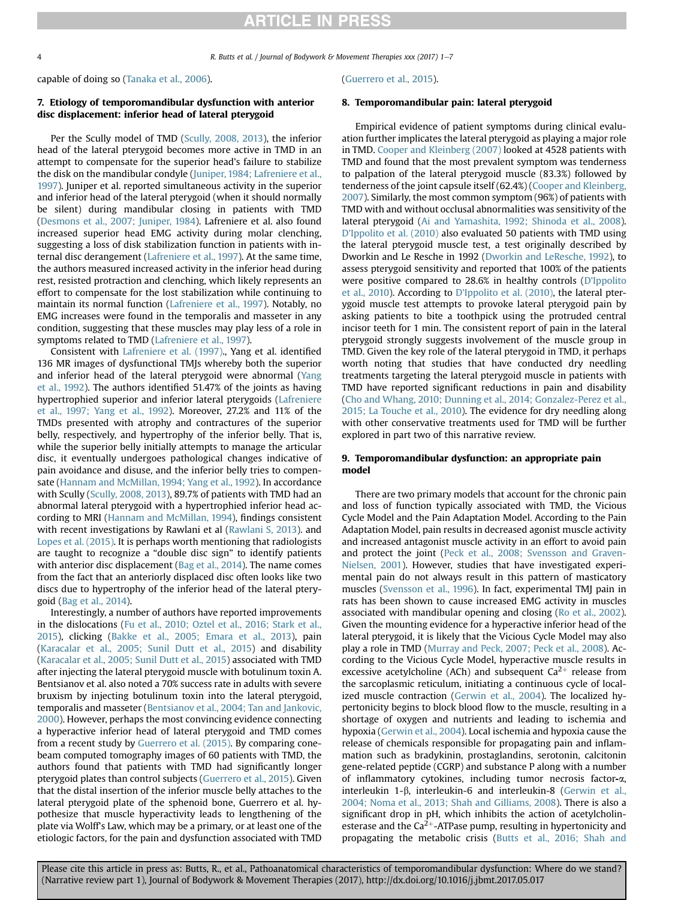capable of doing so (Tanaka et al., 2006).

## 7. Etiology of temporomandibular dysfunction with anterior disc displacement: inferior head of lateral pterygoid

Per the Scully model of TMD (Scully, 2008, 2013), the inferior head of the lateral pterygoid becomes more active in TMD in an attempt to compensate for the superior head's failure to stabilize the disk on the mandibular condyle (Juniper, 1984; Lafreniere et al., 1997). Juniper et al. reported simultaneous activity in the superior and inferior head of the lateral pterygoid (when it should normally be silent) during mandibular closing in patients with TMD (Desmons et al., 2007; Juniper, 1984). Lafreniere et al. also found increased superior head EMG activity during molar clenching, suggesting a loss of disk stabilization function in patients with internal disc derangement (Lafreniere et al., 1997). At the same time, the authors measured increased activity in the inferior head during rest, resisted protraction and clenching, which likely represents an effort to compensate for the lost stabilization while continuing to maintain its normal function (Lafreniere et al., 1997). Notably, no EMG increases were found in the temporalis and masseter in any condition, suggesting that these muscles may play less of a role in symptoms related to TMD (Lafreniere et al., 1997).

Consistent with Lafreniere et al. (1997)., Yang et al. identified 136 MR images of dysfunctional TMJs whereby both the superior and inferior head of the lateral pterygoid were abnormal (Yang et al., 1992). The authors identified 51.47% of the joints as having hypertrophied superior and inferior lateral pterygoids (Lafreniere et al., 1997; Yang et al., 1992). Moreover, 27.2% and 11% of the TMDs presented with atrophy and contractures of the superior belly, respectively, and hypertrophy of the inferior belly. That is, while the superior belly initially attempts to manage the articular disc, it eventually undergoes pathological changes indicative of pain avoidance and disuse, and the inferior belly tries to compensate (Hannam and McMillan, 1994; Yang et al., 1992). In accordance with Scully (Scully, 2008, 2013), 89.7% of patients with TMD had an abnormal lateral pterygoid with a hypertrophied inferior head according to MRI (Hannam and McMillan, 1994), findings consistent with recent investigations by Rawlani et al (Rawlani S, 2013). and Lopes et al. (2015). It is perhaps worth mentioning that radiologists are taught to recognize a "double disc sign" to identify patients with anterior disc displacement (Bag et al., 2014). The name comes from the fact that an anteriorly displaced disc often looks like two discs due to hypertrophy of the inferior head of the lateral pterygoid (Bag et al., 2014).

Interestingly, a number of authors have reported improvements in the dislocations (Fu et al., 2010; Oztel et al., 2016; Stark et al., 2015), clicking (Bakke et al., 2005; Emara et al., 2013), pain (Karacalar et al., 2005; Sunil Dutt et al., 2015) and disability (Karacalar et al., 2005; Sunil Dutt et al., 2015) associated with TMD after injecting the lateral pterygoid muscle with botulinum toxin A. Bentsianov et al. also noted a 70% success rate in adults with severe bruxism by injecting botulinum toxin into the lateral pterygoid, temporalis and masseter (Bentsianov et al., 2004; Tan and Jankovic, 2000). However, perhaps the most convincing evidence connecting a hyperactive inferior head of lateral pterygoid and TMD comes from a recent study by Guerrero et al. (2015). By comparing cone-beam computed tomography images of 60 patients with TMD, the authors found that patients with TMD had significantly longer pterygoid plates than control subjects (Guerrero et al., 2015). Given that the distal insertion of the inferior muscle belly attaches to the lateral pterygoid plate of the sphenoid bone, Guerrero et al. hypothesize that muscle hyperactivity leads to lengthening of the plate via Wolff's Law, which may be a primary, or at least one of the etiologic factors, for the pain and dysfunction associated with TMD (Guerrero et al., 2015).

## 8. Temporomandibular pain: lateral pterygoid

Empirical evidence of patient symptoms during clinical evaluation further implicates the lateral pterygoid as playing a major role in TMD. Cooper and Kleinberg (2007) looked at 4528 patients with TMD and found that the most prevalent symptom was tenderness to palpation of the lateral pterygoid muscle (83.3%) followed by tenderness of the joint capsule itself (62.4%) (Cooper and Kleinberg, 2007). Similarly, the most common symptom (96%) of patients with TMD with and without occlusal abnormalities was sensitivity of the lateral pterygoid (Ai and Yamashita, 1992; Shinoda et al., 2008). D'Ippolito et al. (2010) also evaluated 50 patients with TMD using the lateral pterygoid muscle test, a test originally described by Dworkin and Le Resche in 1992 (Dworkin and LeResche, 1992), to assess pterygoid sensitivity and reported that 100% of the patients were positive compared to 28.6% in healthy controls (D'Ippolito et al., 2010). According to D'Ippolito et al. (2010), the lateral pterygoid muscle test attempts to provoke lateral pterygoid pain by asking patients to bite a toothpick using the protruded central incisor teeth for 1 min. The consistent report of pain in the lateral pterygoid strongly suggests involvement of the muscle group in TMD. Given the key role of the lateral pterygoid in TMD, it perhaps worth noting that studies that have conducted dry needling treatments targeting the lateral pterygoid muscle in patients with TMD have reported significant reductions in pain and disability (Cho and Whang, 2010; Dunning et al., 2014; Gonzalez-Perez et al., 2015; La Touche et al., 2010). The evidence for dry needling along with other conservative treatments used for TMD will be further explored in part two of this narrative review.

## 9. Temporomandibular dysfunction: an appropriate pain model

There are two primary models that account for the chronic pain and loss of function typically associated with TMD, the Vicious Cycle Model and the Pain Adaptation Model. According to the Pain Adaptation Model, pain results in decreased agonist muscle activity and increased antagonist muscle activity in an effort to avoid pain and protect the joint (Peck et al., 2008; Svensson and Graven-Nielsen, 2001). However, studies that have investigated experimental pain do not always result in this pattern of masticatory muscles (Svensson et al., 1996). In fact, experimental TMJ pain in rats has been shown to cause increased EMG activity in muscles associated with mandibular opening and closing (Ro et al., 2002). Given the mounting evidence for a hyperactive inferior head of the lateral pterygoid, it is likely that the Vicious Cycle Model may also play a role in TMD (Murray and Peck, 2007; Peck et al., 2008). According to the Vicious Cycle Model, hyperactive muscle results in excessive acetylcholine (ACh) and subsequent $Ca^{2+}$ release from the sarcoplasmic reticulum, initiating a continuous cycle of localized muscle contraction (Gerwin et al., 2004). The localized hypertonicity begins to block blood flow to the muscle, resulting in a shortage of oxygen and nutrients and leading to ischemia and hypoxia (Gerwin et al., 2004). Local ischemia and hypoxia cause the release of chemicals responsible for propagating pain and inflammation such as bradykinin, prostaglandins, serotonin, calcitonin gene-related peptide (CGRP) and substance P along with a number of inflammatory cytokines, including tumor necrosis factor-$\alpha$, interleukin 1-$\beta$, interleukin-6 and interleukin-8 (Gerwin et al., 2004; Noma et al., 2013; Shah and Gilliams, 2008). There is also a significant drop in pH, which inhibits the action of acetylcholinesterase and the $Ca^{2+}$-ATPase pump, resulting in hypertonicity and propagating the metabolic crisis (Butts et al., 2016; Shah and

Please cite this article in press as: Butts, R., et al., Pathoanatomical characteristics of temporomandibular dysfunction: Where do we stand? (Narrative review part 1), Journal of Bodywork & Movement Therapies (2017), http://dx.doi.org/10.1016/j.jbmt.2017.05.017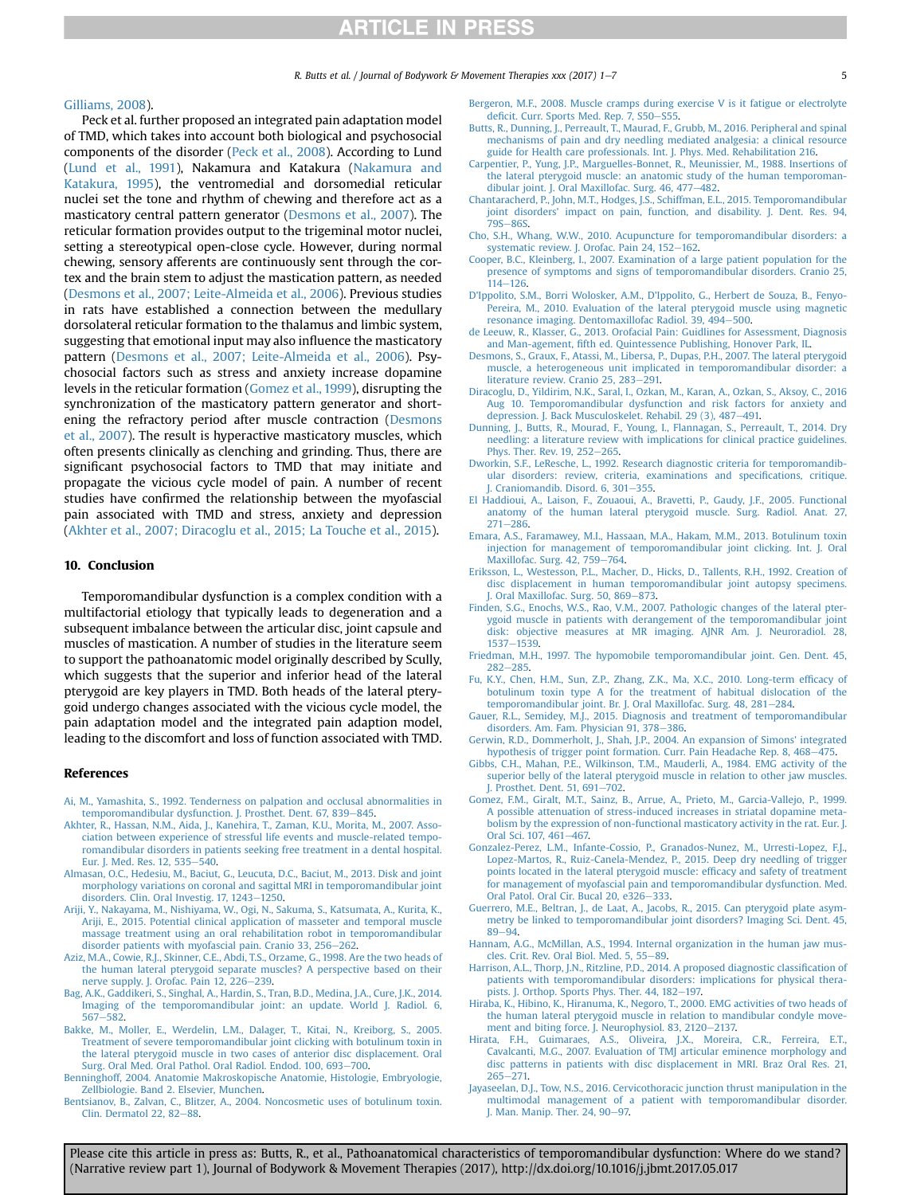Gilliams, 2008).

Peck et al. further proposed an integrated pain adaptation model of TMD, which takes into account both biological and psychosocial components of the disorder (Peck et al., 2008). According to Lund (Lund et al., 1991), Nakamura and Katakura (Nakamura and Katakura, 1995), the ventromedial and dorsomedial reticular nuclei set the tone and rhythm of chewing and therefore act as a masticatory central pattern generator (Desmons et al., 2007). The reticular formation provides output to the trigeminal motor nuclei, setting a stereotypical open-close cycle. However, during normal chewing, sensory afferents are continuously sent through the cortex and the brain stem to adjust the mastication pattern, as needed (Desmons et al., 2007; Leite-Almeida et al., 2006). Previous studies in rats have established a connection between the medullary dorsolateral reticular formation to the thalamus and limbic system, suggesting that emotional input may also influence the masticatory pattern (Desmons et al., 2007; Leite-Almeida et al., 2006). Psychosocial factors such as stress and anxiety increase dopamine levels in the reticular formation (Gomez et al., 1999), disrupting the synchronization of the masticatory pattern generator and shortening the refractory period after muscle contraction (Desmons et al., 2007). The result is hyperactive masticatory muscles, which often presents clinically as clenching and grinding. Thus, there are significant psychosocial factors to TMD that may initiate and propagate the vicious cycle model of pain. A number of recent studies have confirmed the relationship between the myofascial pain associated with TMD and stress, anxiety and depression (Akhter et al., 2007; Diracoglu et al., 2015; La Touche et al., 2015).

## 10. Conclusion

Temporomandibular dysfunction is a complex condition with a multifactorial etiology that typically leads to degeneration and a subsequent imbalance between the articular disc, joint capsule and muscles of mastication. A number of studies in the literature seem to support the pathoanatomic model originally described by Scully, which suggests that the superior and inferior head of the lateral pterygoid are key players in TMD. Both heads of the lateral pterygoid undergo changes associated with the vicious cycle model, the pain adaptation model and the integrated pain adaption model, leading to the discomfort and loss of function associated with TMD.

## References

Ai, M., Yamashita, S., 1992. Tenderness on palpation and occlusal abnormalities in temporomandibular dysfunction. J. Prosthet. Dent. 67, 839–845.

Akhter, R., Hassan, N.M., Aida, J., Kanehira, T., Zaman, K.U., Morita, M., 2007. Association between experience of stressful life events and muscle-related temporomandibular disorders in patients seeking free treatment in a dental hospital. Eur. J. Med. Res. 12, 535–540.

Almasan, O.C., Hedesiu, M., Baciut, G., Leucuta, D.C., Baciut, M., 2013. Disk and joint morphology variations on coronal and sagittal MRI in temporomandibular joint disorders. Clin. Oral Investig. 17, 1243–1250.

Ariji, Y., Nakayama, M., Nishiyama, W., Ogi, N., Sakuma, S., Katsumata, A., Kurita, K., Ariji, E., 2015. Potential clinical application of masseter and temporal muscle massage treatment using an oral rehabilitation robot in temporomandibular disorder patients with myofascial pain. Cranio 33, 256–262.

Aziz, M.A., Cowie, R.J., Skinner, C.E., Abdi, T.S., Orzame, G., 1998. Are the two heads of the human lateral pterygoid separate muscles? A perspective based on their nerve supply. J. Orofac. Pain 12, 226–239.

Bag, A.K., Gaddikeri, S., Singhal, A., Hardin, S., Tran, B.D., Medina, J.A., Cure, J.K., 2014. Imaging of the temporomandibular joint: an update. World J. Radiol. 6, 567–582.

Bakke, M., Moller, E., Werdelin, L.M., Dalager, T., Kitai, N., Kreiborg, S., 2005. Treatment of severe temporomandibular joint clicking with botulinum toxin in the lateral pterygoid muscle in two cases of anterior disc displacement. Oral Surg. Oral Med. Oral Pathol. Oral Radiol. Endod. 100, 693–700.

Benninghoff, 2004. Anatomie Makroskopische Anatomie, Histologie, Embryologie, Zellbiologie. Band 2. Elsevier, Munchen.

Bentsianov, B., Zalvan, C., Blitzer, A., 2004. Noncosmetic uses of botulinum toxin. Clin. Dermatol 22, 82–88.

Bergeron, M.F., 2008. Muscle cramps during exercise V is it fatigue or electrolyte deficit. Curr. Sports Med. Rep. 7, S50–S55.

Butts, R., Dunning, J., Perreault, T., Maurad, F., Grubb, M., 2016. Peripheral and spinal mechanisms of pain and dry needling mediated analgesia: a clinical resource guide for Health care professionals. Int. J. Phys. Med. Rehabilitation 216.

Carpentier, P., Yung, J.P., Marguelles-Bonnet, R., Meunissier, M., 1988. Insertions of the lateral pterygoid muscle: an anatomic study of the human temporomandibular joint. J. Oral Maxillofac. Surg. 46, 477–482.

Chantaracherd, P., John, M.T., Hodges, J.S., Schiffman, E.L., 2015. Temporomandibular joint disorders' impact on pain, function, and disability. J. Dent. Res. 94, 79S–86S.

Cho, S.H., Whang, W.W., 2010. Acupuncture for temporomandibular disorders: a systematic review. J. Orofac. Pain 24, 152–162.

Cooper, B.C., Kleinberg, I., 2007. Examination of a large patient population for the presence of symptoms and signs of temporomandibular disorders. Cranio 25, 114–126.

D'Ippolito, S.M., Borri Wolosker, A.M., D'Ippolito, G., Herbert de Souza, B., Fenyo-Pereira, M., 2010. Evaluation of the lateral pterygoid muscle using magnetic resonance imaging. Dentomaxillofac Radiol. 39, 494–500.

de Leeuw, R., Klasser, G., 2013. Orofacial Pain: Guidlines for Assessment, Diagnosis and Man-agement, fifth ed. Quintessence Publishing, Honover Park, IL.

Desmons, S., Graux, F., Atassi, M., Libersa, P., Dupas, P.H., 2007. The lateral pterygoid muscle, a heterogeneous unit implicated in temporomandibular disorder: a literature review. Cranio 25, 283–291.

Diracoglu, D., Yildirim, N.K., Saral, I., Ozkan, M., Karan, A., Ozkan, S., Aksoy, C., 2016 Aug 10. Temporomandibular dysfunction and risk factors for anxiety and depression. J. Back Musculoskelet. Rehabil. 29 (3), 487–491.

Dunning, J., Butts, R., Mourad, F., Young, I., Flannagan, S., Perreault, T., 2014. Dry needling: a literature review with implications for clinical practice guidelines. Phys. Ther. Rev. 19, 252–265.

Dworkin, S.F., LeResche, L., 1992. Research diagnostic criteria for temporomandibular disorders: review, criteria, examinations and specifications, critique. J. Craniomandib. Disord. 6, 301–355.

El Haddioui, A., Laison, F., Zouaoui, A., Bravetti, P., Gaudy, J.F., 2005. Functional anatomy of the human lateral pterygoid muscle. Surg. Radiol. Anat. 27, 271–286.

Emara, A.S., Faramawey, M.I., Hassaan, M.A., Hakam, M.M., 2013. Botulinum toxin injection for management of temporomandibular joint clicking. Int. J. Oral Maxillofac. Surg. 42, 759–764.

Eriksson, L., Westesson, P.L., Macher, D., Hicks, D., Tallents, R.H., 1992. Creation of disc displacement in human temporomandibular joint autopsy specimens. J. Oral Maxillofac. Surg. 50, 869–873.

Finden, S.G., Enochs, W.S., Rao, V.M., 2007. Pathologic changes of the lateral pterygoid muscle in patients with derangement of the temporomandibular joint disk: objective measures at MR imaging. AJNR Am. J. Neuroradiol. 28, 1537–1539.

Friedman, M.H., 1997. The hypomobile temporomandibular joint. Gen. Dent. 45, 282–285.

Fu, K.Y., Chen, H.M., Sun, Z.P., Zhang, Z.K., Ma, X.C., 2010. Long-term efficacy of botulinum toxin type A for the treatment of habitual dislocation of the temporomandibular joint. Br. J. Oral Maxillofac. Surg. 48, 281–284.

Gauer, R.L., Semidey, M.J., 2015. Diagnosis and treatment of temporomandibular disorders. Am. Fam. Physician 91, 378–386.

Gerwin, R.D., Dommerholt, J., Shah, J.P., 2004. An expansion of Simons' integrated hypothesis of trigger point formation. Curr. Pain Headache Rep. 8, 468–475.

Gibbs, C.H., Mahan, P.E., Wilkinson, T.M., Mauderli, A., 1984. EMG activity of the superior belly of the lateral pterygoid muscle in relation to other jaw muscles. J. Prosthet. Dent. 51, 691–702.

Gomez, F.M., Giralt, M.T., Sainz, B., Arrue, A., Prieto, M., Garcia-Vallejo, P., 1999. A possible attenuation of stress-induced increases in striatal dopamine metabolism by the expression of non-functional masticatory activity in the rat. Eur. J. Oral Sci. 107, 461–467.

Gonzalez-Perez, L.M., Infante-Cossio, P., Granados-Nunez, M., Urresti-Lopez, F.J., Lopez-Martos, R., Ruiz-Canela-Mendez, P., 2015. Deep dry needling of trigger points located in the lateral pterygoid muscle: efficacy and safety of treatment for management of myofascial pain and temporomandibular dysfunction. Med. Oral Patol. Oral Cir. Bucal 20, e326–333.

Guerrero, M.E., Beltran, J., de Laat, A., Jacobs, R., 2015. Can pterygoid plate asymmetry be linked to temporomandibular joint disorders? Imaging Sci. Dent. 45, 89–94.

Hannam, A.G., McMillan, A.S., 1994. Internal organization in the human jaw muscles. Crit. Rev. Oral Biol. Med. 5, 55–89.

Harrison, A.L., Thorp, J.N., Ritzline, P.D., 2014. A proposed diagnostic classification of patients with temporomandibular disorders: implications for physical therapists. J. Orthop. Sports Phys. Ther. 44, 182–197.

Hiraba, K., Hibino, K., Hiranuma, K., Negoro, T., 2000. EMG activities of two heads of the human lateral pterygoid muscle in relation to mandibular condyle movement and biting force. J. Neurophysiol. 83, 2120–2137.

Hirata, F.H., Guimaraes, A.S., Oliveira, J.X., Moreira, C.R., Ferreira, E.T., Cavalcanti, M.G., 2007. Evaluation of TMJ articular eminence morphology and disc patterns in patients with disc displacement in MRI. Braz Oral Res. 21, 265–271.

Jayaseelan, D.J., Tow, N.S., 2016. Cervicothoracic junction thrust manipulation in the multimodal management of a patient with temporomandibular disorder. J. Man. Manip. Ther. 24, 90–97.

Please cite this article in press as: Butts, R., et al., Pathoanatomical characteristics of temporomandibular dysfunction: Where do we stand? (Narrative review part 1), Journal of Bodywork & Movement Therapies (2017), http://dx.doi.org/10.1016/j.jbmt.2017.05.017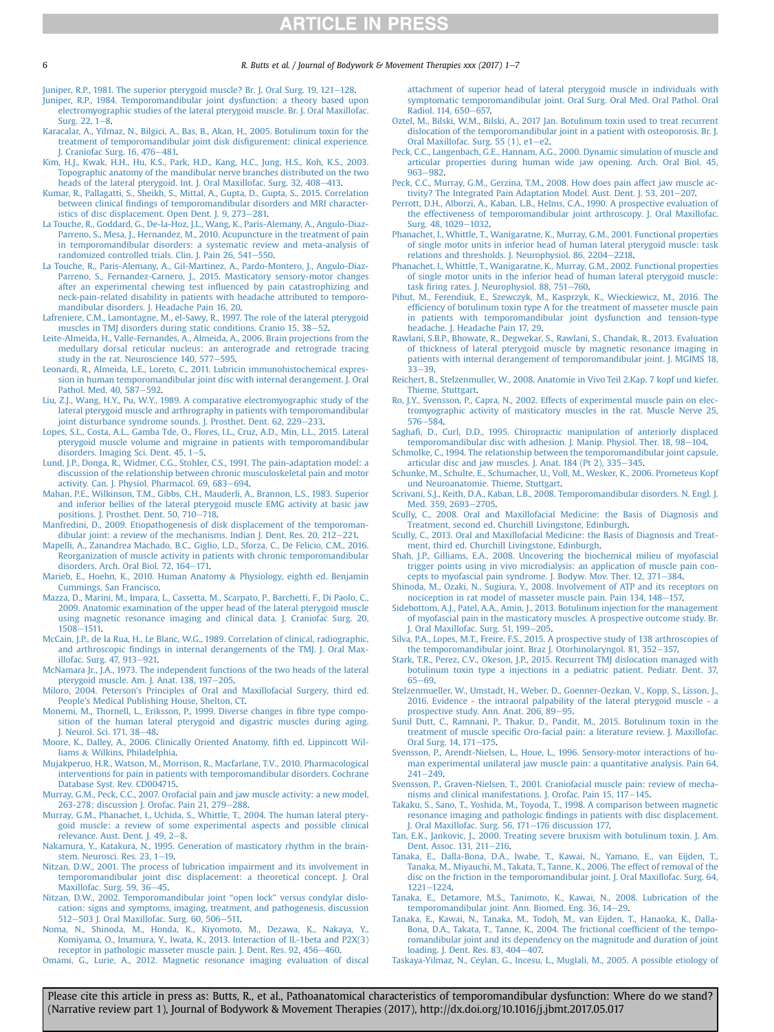Juniper, R.P., 1981. The superior pterygoid muscle? Br. J. Oral Surg. 19, 121–128.

Juniper, R.P., 1984. Temporomandibular joint dysfunction: a theory based upon electromyographic studies of the lateral pterygoid muscle. Br. J. Oral Maxillofac. Surg. 22, 1–8.

Karacalar, A., Yilmaz, N., Bilgici, A., Bas, B., Akan, H., 2005. Botulinum toxin for the treatment of temporomandibular joint disk disfigurement: clinical experience. J. Craniofac Surg. 16, 476–481.

Kim, H.J., Kwak, H.H., Hu, K.S., Park, H.D., Kang, H.C., Jung, H.S., Koh, K.S., 2003. Topographic anatomy of the mandibular nerve branches distributed on the two heads of the lateral pterygoid. Int. J. Oral Maxillofac. Surg. 32, 408–413.

Kumar, R., Pallagatti, S., Sheikh, S., Mittal, A., Gupta, D., Gupta, S., 2015. Correlation between clinical findings of temporomandibular disorders and MRI characteristics of disc displacement. Open Dent. J. 9, 273–281.

La Touche, R., Goddard, G., De-la-Hoz, J.L., Wang, K., Paris-Alemany, A., Angulo-Diaz-Parreno, S., Mesa, J., Hernandez, M., 2010. Acupuncture in the treatment of pain in temporomandibular disorders: a systematic review and meta-analysis of randomized controlled trials. Clin. J. Pain 26, 541–550.

La Touche, R., Paris-Alemany, A., Gil-Martinez, A., Pardo-Montero, J., Angulo-Diaz-Parreno, S., Fernandez-Carnero, J., 2015. Masticatory sensory-motor changes after an experimental chewing test influenced by pain catastrophizing and neck-pain-related disability in patients with headache attributed to temporomandibular disorders. J. Headache Pain 16, 20.

Lafreniere, C.M., Lamontagne, M., el-Sawy, R., 1997. The role of the lateral pterygoid muscles in TMJ disorders during static conditions. Cranio 15, 38–52.

Leite-Almeida, H., Valle-Fernandes, A., Almeida, A., 2006. Brain projections from the medullary dorsal reticular nucleus: an anterograde and retrograde tracing study in the rat. Neuroscience 140, 577–595.

Leonardi, R., Almeida, L.E., Loreto, C., 2011. Lubricin immunohistochemical expression in human temporomandibular joint disc with internal derangement. J. Oral Pathol. Med. 40, 587–592.

Liu, Z.J., Wang, H.Y., Pu, W.Y., 1989. A comparative electromyographic study of the lateral pterygoid muscle and arthrography in patients with temporomandibular joint disturbance syndrome sounds. J. Prosthet. Dent. 62, 229–233.

Lopes, S.L., Costa, A.L., Gamba Tde, O., Flores, I.L., Cruz, A.D., Min, L.L., 2015. Lateral pterygoid muscle volume and migraine in patients with temporomandibular disorders. Imaging Sci. Dent. 45, 1–5.

Lund, J.P., Donga, R., Widmer, C.G., Stohler, C.S., 1991. The pain-adaptation model: a discussion of the relationship between chronic musculoskeletal pain and motor activity. Can. J. Physiol. Pharmacol. 69, 683–694.

Mahan, P.E., Wilkinson, T.M., Gibbs, C.H., Mauderli, A., Brannon, L.S., 1983. Superior and inferior bellies of the lateral pterygoid muscle EMG activity at basic jaw positions. J. Prosthet. Dent. 50, 710–718.

Manfredini, D., 2009. Etiopathogenesis of disk displacement of the temporomandibular joint: a review of the mechanisms. Indian J. Dent. Res. 20, 212–221.

Mapelli, A., Zanandrea Machado, B.C., Giglio, L.D., Sforza, C., De Felicio, C.M., 2016. Reorganization of muscle activity in patients with chronic temporomandibular disorders. Arch. Oral Biol. 72, 164–171.

Marieb, E., Hoehn, K., 2010. Human Anatomy & Physiology, eighth ed. Benjamin Cummings, San Francisco.

Mazza, D., Marini, M., Impara, L., Cassetta, M., Scarpato, P., Barchetti, F., Di Paolo, C., 2009. Anatomic examination of the upper head of the lateral pterygoid muscle using magnetic resonance imaging and clinical data. J. Craniofac Surg. 20, 1508–1511.

McCain, J.P., de la Rua, H., Le Blanc, W.G., 1989. Correlation of clinical, radiographic, and arthroscopic findings in internal derangements of the TMJ. J. Oral Maxillofac. Surg. 47, 913–921.

McNamara Jr., J.A., 1973. The independent functions of the two heads of the lateral pterygoid muscle. Am. J. Anat. 138, 197–205.

Miloro, 2004. Peterson's Principles of Oral and Maxillofacial Surgery, third ed. People's Medical Publishing House, Shelton, CT.

Monemi, M., Thornell, L., Eriksson, P., 1999. Diverse changes in fibre type composition of the human lateral pterygoid and digastric muscles during aging. J. Neurol. Sci. 171, 38–48.

Moore, K., Dalley, A., 2006. Clinically Oriented Anatomy, fifth ed. Lippincott Williams & Wilkins, Philadelphia.

Mujakperuo, H.R., Watson, M., Morrison, R., Macfarlane, T.V., 2010. Pharmacological interventions for pain in patients with temporomandibular disorders. Cochrane Database Syst. Rev. CD004715.

Murray, G.M., Peck, C.C., 2007. Orofacial pain and jaw muscle activity: a new model, 263-278; discussion J. Orofac. Pain 21, 279–288.

Murray, G.M., Phanachet, I., Uchida, S., Whittle, T., 2004. The human lateral pterygoid muscle: a review of some experimental aspects and possible clinical relevance. Aust. Dent. J. 49, 2–8.

Nakamura, Y., Katakura, N., 1995. Generation of masticatory rhythm in the brainstem. Neurosci. Res. 23, 1–19.

Nitzan, D.W., 2001. The process of lubrication impairment and its involvement in temporomandibular joint disc displacement: a theoretical concept. J. Oral Maxillofac. Surg. 59, 36–45.

Nitzan, D.W., 2002. Temporomandibular joint "open lock" versus condylar dislocation: signs and symptoms, imaging, treatment, and pathogenesis. discussion 512–503 J. Oral Maxillofac. Surg. 60, 506–511.

Noma, N., Shinoda, M., Honda, K., Kiyomoto, M., Dezawa, K., Nakaya, Y., Komiyama, O., Imamura, Y., Iwata, K., 2013. Interaction of IL-1beta and P2X(3) receptor in pathologic masseter muscle pain. J. Dent. Res. 92, 456–460.

Omami, G., Lurie, A., 2012. Magnetic resonance imaging evaluation of discal attachment of superior head of lateral pterygoid muscle in individuals with symptomatic temporomandibular joint. Oral Surg. Oral Med. Oral Pathol. Oral Radiol. 114, 650–657.

Oztel, M., Bilski, W.M., Bilski, A., 2017 Jan. Botulinum toxin used to treat recurrent dislocation of the temporomandibular joint in a patient with osteoporosis. Br. J. Oral Maxillofac. Surg. 55 (1), e1–e2.

Peck, C.C., Langenbach, G.E., Hannam, A.G., 2000. Dynamic simulation of muscle and articular properties during human wide jaw opening. Arch. Oral Biol. 45, 963–982.

Peck, C.C., Murray, G.M., Gerzina, T.M., 2008. How does pain affect jaw muscle activity? The Integrated Pain Adaptation Model. Aust. Dent. J. 53, 201–207.

Perrott, D.H., Alborzi, A., Kaban, L.B., Helms, C.A., 1990. A prospective evaluation of the effectiveness of temporomandibular joint arthroscopy. J. Oral Maxillofac. Surg. 48, 1029–1032.

Phanachet, I., Whittle, T., Wanigaratne, K., Murray, G.M., 2001. Functional properties of single motor units in inferior head of human lateral pterygoid muscle: task relations and thresholds. J. Neurophysiol. 86, 2204–2218.

Phanachet, I., Whittle, T., Wanigaratne, K., Murray, G.M., 2002. Functional properties of single motor units in the inferior head of human lateral pterygoid muscle: task firing rates. J. Neurophysiol. 88, 751–760.

Pihut, M., Ferendiuk, E., Szewczyk, M., Kasprzyk, K., Wieckiewicz, M., 2016. The efficiency of botulinum toxin type A for the treatment of masseter muscle pain in patients with temporomandibular joint dysfunction and tension-type headache. J. Headache Pain 17, 29.

Rawlani, S.B.P., Bhowate, R., Degwekar, S., Rawlani, S., Chandak, R., 2013. Evaluation of thickness of lateral pterygoid muscle by magnetic resonance imaging in patients with internal derangement of temporomandibular joint. J. MGIMS 18, 33–39.

Reichert, B., Stelzenmuller, W., 2008. Anatomie in Vivo Teil 2.Kap. 7 kopf und kiefer. Thieme, Stuttgart.

Ro, J.Y., Svensson, P., Capra, N., 2002. Effects of experimental muscle pain on electromyographic activity of masticatory muscles in the rat. Muscle Nerve 25, 576–584.

Saghafi, D., Curl, D.D., 1995. Chiropractic manipulation of anteriorly displaced temporomandibular disc with adhesion. J. Manip. Physiol. Ther. 18, 98–104.

Schmolke, C., 1994. The relationship between the temporomandibular joint capsule, articular disc and jaw muscles. J. Anat. 184 (Pt 2), 335–345.

Schunke, M., Schulte, E., Schumacher, U., Voll, M., Wesker, K., 2006. Prometeus Kopf und Neuroanatomie. Thieme, Stuttgart.

Scrivani, S.J., Keith, D.A., Kaban, L.B., 2008. Temporomandibular disorders. N. Engl. J. Med. 359, 2693–2705.

Scully, C., 2008. Oral and Maxillofacial Medicine: the Basis of Diagnosis and Treatment, second ed. Churchill Livingstone, Edinburgh.

Scully, C., 2013. Oral and Maxillofacial Medicine: the Basis of Diagnosis and Treatment, third ed. Churchill Livingstone, Edinburgh.

Shah, J.P., Gilliams, E.A., 2008. Uncovering the biochemical milieu of myofascial trigger points using in vivo microdialysis: an application of muscle pain concepts to myofascial pain syndrome. J. Bodyw. Mov. Ther. 12, 371–384.

Shinoda, M., Ozaki, N., Sugiura, Y., 2008. Involvement of ATP and its receptors on nociception in rat model of masseter muscle pain. Pain 134, 148–157.

Sidebottom, A.J., Patel, A.A., Amin, J., 2013. Botulinum injection for the management of myofascial pain in the masticatory muscles. A prospective outcome study. Br. J. Oral Maxillofac. Surg. 51, 199–205.

Silva, P.A., Lopes, M.T., Freire, F.S., 2015. A prospective study of 138 arthroscopies of the temporomandibular joint. Braz J. Otorhinolaryngol. 81, 352–357.

Stark, T.R., Perez, C.V., Okeson, J.P., 2015. Recurrent TMJ dislocation managed with botulinum toxin type a injections in a pediatric patient. Pediatr. Dent. 37, 65–69.

Stelzenmueller, W., Umstadt, H., Weber, D., Goenner-Oezkan, V., Kopp, S., Lisson, J., 2016. Evidence - the intraoral palpability of the lateral pterygoid muscle - a prospective study. Ann. Anat. 206, 89–95.

Sunil Dutt, C., Ramnani, P., Thakur, D., Pandit, M., 2015. Botulinum toxin in the treatment of muscle specific Oro-facial pain: a literature review. J. Maxillofac. Oral Surg. 14, 171–175.

Svensson, P., Arendt-Nielsen, L., Houe, L., 1996. Sensory-motor interactions of human experimental unilateral jaw muscle pain: a quantitative analysis. Pain 64, 241–249.

Svensson, P., Graven-Nielsen, T., 2001. Craniofacial muscle pain: review of mechanisms and clinical manifestations. J. Orofac. Pain 15, 117–145.

Takaku, S., Sano, T., Yoshida, M., Toyoda, T., 1998. A comparison between magnetic resonance imaging and pathologic findings in patients with disc displacement. J. Oral Maxillofac. Surg. 56, 171–176 discussion 177.

Tan, E.K., Jankovic, J., 2000. Treating severe bruxism with botulinum toxin. J. Am. Dent. Assoc. 131, 211–216.

Tanaka, E., Dalla-Bona, D.A., Iwabe, T., Kawai, N., Yamano, E., van Eijden, T., Tanaka, M., Miyauchi, M., Takata, T., Tanne, K., 2006. The effect of removal of the disc on the friction in the temporomandibular joint. J. Oral Maxillofac. Surg. 64, 1221–1224.

Tanaka, E., Detamore, M.S., Tanimoto, K., Kawai, N., 2008. Lubrication of the temporomandibular joint. Ann. Biomed. Eng. 36, 14–29.

Tanaka, E., Kawai, N., Tanaka, M., Todoh, M., van Eijden, T., Hanaoka, K., Dalla-Bona, D.A., Takata, T., Tanne, K., 2004. The frictional coefficient of the temporomandibular joint and its dependency on the magnitude and duration of joint loading. J. Dent. Res. 83, 404–407.

Taskaya-Yilmaz, N., Ceylan, G., Incesu, L., Muglali, M., 2005. A possible etiology of

Please cite this article in press as: Butts, R., et al., Pathoanatomical characteristics of temporomandibular dysfunction: Where do we stand? (Narrative review part 1), Journal of Bodywork & Movement Therapies (2017), http://dx.doi.org/10.1016/j.jbmt.2017.05.017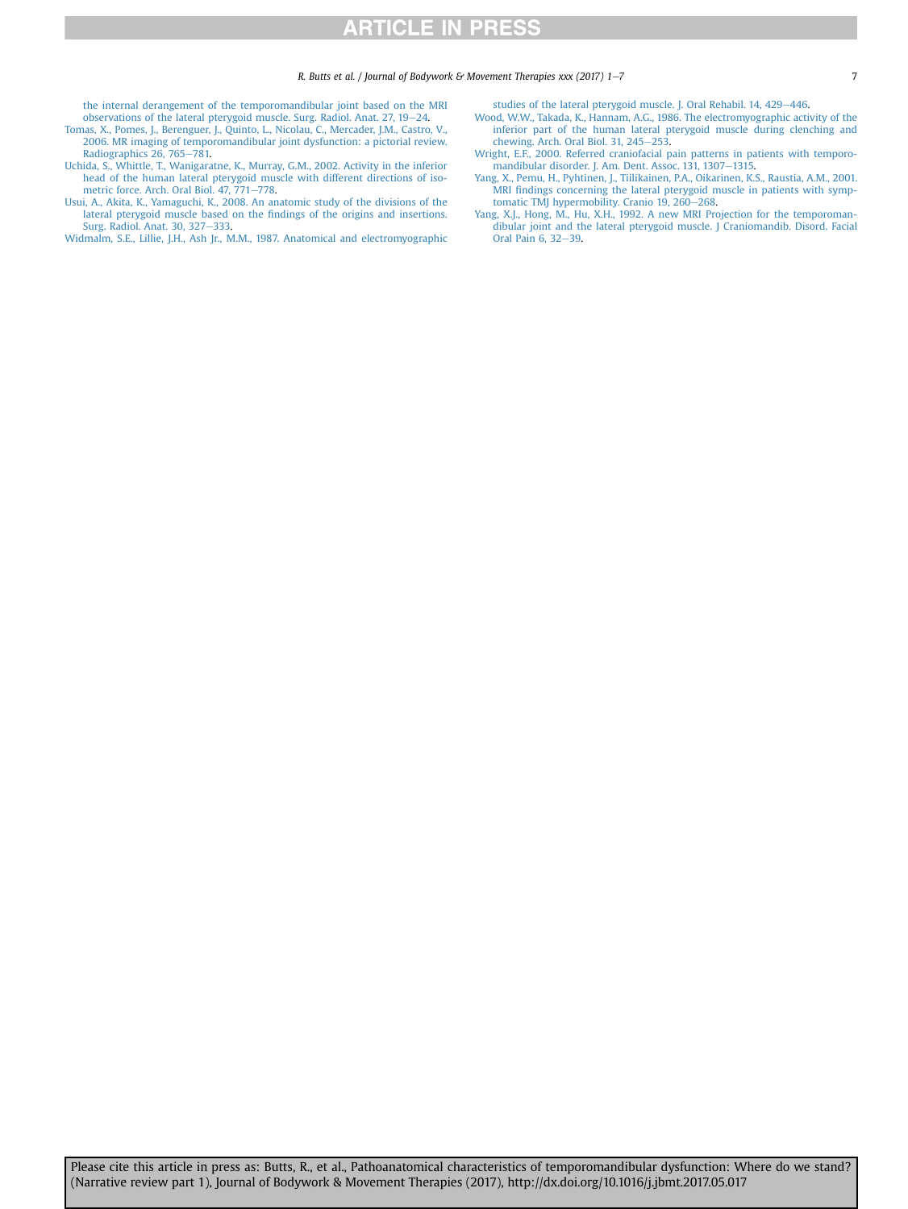the internal derangement of the temporomandibular joint based on the MRI observations of the lateral pterygoid muscle. Surg. Radiol. Anat. 27, 19–24.

Tomas, X., Pomes, J., Berenguer, J., Quinto, L., Nicolau, C., Mercader, J.M., Castro, V., 2006. MR imaging of temporomandibular joint dysfunction: a pictorial review. Radiographics 26, 765–781.

Uchida, S., Whittle, T., Wanigaratne, K., Murray, G.M., 2002. Activity in the inferior head of the human lateral pterygoid muscle with different directions of isometric force. Arch. Oral Biol. 47, 771–778.

Usui, A., Akita, K., Yamaguchi, K., 2008. An anatomic study of the divisions of the lateral pterygoid muscle based on the findings of the origins and insertions. Surg. Radiol. Anat. 30, 327–333.

Widmalm, S.E., Lillie, J.H., Ash Jr., M.M., 1987. Anatomical and electromyographic studies of the lateral pterygoid muscle. J. Oral Rehabil. 14, 429–446.

Wood, W.W., Takada, K., Hannam, A.G., 1986. The electromyographic activity of the inferior part of the human lateral pterygoid muscle during clenching and chewing. Arch. Oral Biol. 31, 245–253.

Wright, E.F., 2000. Referred craniofacial pain patterns in patients with temporomandibular disorder. J. Am. Dent. Assoc. 131, 1307–1315.

Yang, X., Pemu, H., Pyhtinen, J., Tiilikainen, P.A., Oikarinen, K.S., Raustia, A.M., 2001. MRI findings concerning the lateral pterygoid muscle in patients with symptomatic TMJ hypermobility. Cranio 19, 260–268.

Yang, X.J., Hong, M., Hu, X.H., 1992. A new MRI Projection for the temporomandibular joint and the lateral pterygoid muscle. J Craniomandib. Disord. Facial Oral Pain 6, 32–39.

Please cite this article in press as: Butts, R., et al., Pathoanatomical characteristics of temporomandibular dysfunction: Where do we stand? (Narrative review part 1), Journal of Bodywork & Movement Therapies (2017), http://dx.doi.org/10.1016/j.jbmt.2017.05.017